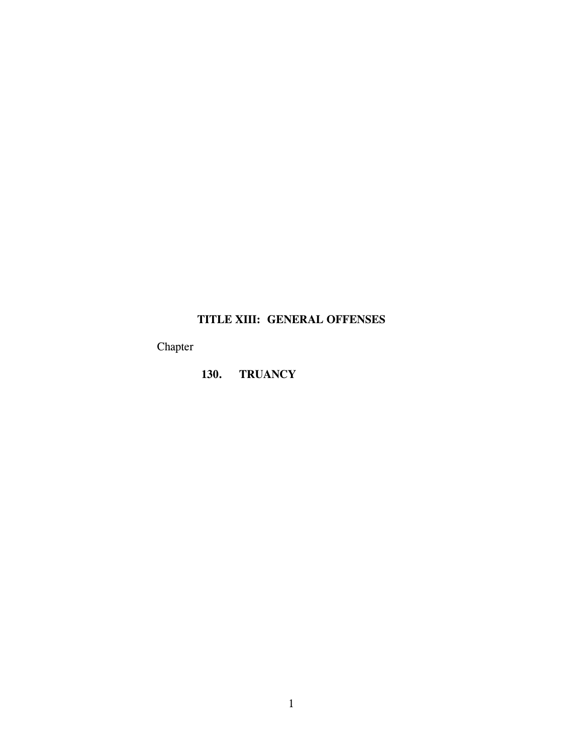# TITLE XIII: GENERAL OFFENSES

Chapter

**130. TRUANCY**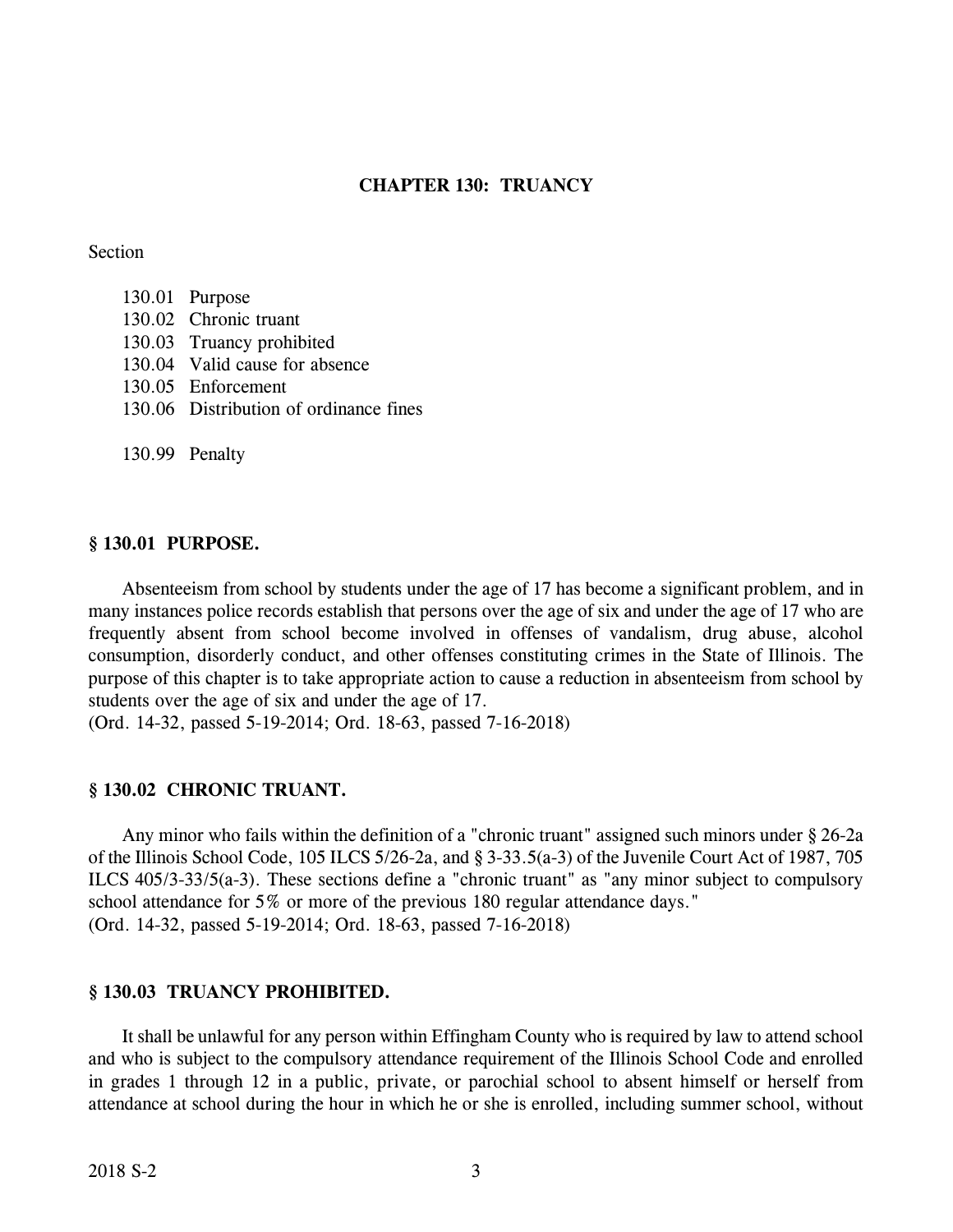# CHAPTER 130: TRUANCY

Section

- 130.01 Purpose
- 130.02 Chronic truant
- 130.03 Truancy prohibited
- 130.04 Valid cause for absence
- 130.05 Enforcement
- 130.06 Distribution of ordinance fines

- 130.99 Penalty

## § 130.01 PURPOSE.

Absenteeism from school by students under the age of 17 has become a significant problem, and in many instances police records establish that persons over the age of six and under the age of 17 who are frequently absent from school become involved in offenses of vandalism, drug abuse, alcohol consumption, disorderly conduct, and other offenses constituting crimes in the State of Illinois. The purpose of this chapter is to take appropriate action to cause a reduction in absenteeism from school by students over the age of six and under the age of 17.
(Ord. 14-32, passed 5-19-2014; Ord. 18-63, passed 7-16-2018)

## § 130.02 CHRONIC TRUANT.

Any minor who fails within the definition of a "chronic truant" assigned such minors under § 26-2a of the Illinois School Code, 105 ILCS 5/26-2a, and § 3-33.5(a-3) of the Juvenile Court Act of 1987, 705 ILCS 405/3-33/5(a-3). These sections define a "chronic truant" as "any minor subject to compulsory school attendance for 5% or more of the previous 180 regular attendance days."
(Ord. 14-32, passed 5-19-2014; Ord. 18-63, passed 7-16-2018)

## § 130.03 TRUANCY PROHIBITED.

It shall be unlawful for any person within Effingham County who is required by law to attend school and who is subject to the compulsory attendance requirement of the Illinois School Code and enrolled in grades 1 through 12 in a public, private, or parochial school to absent himself or herself from attendance at school during the hour in which he or she is enrolled, including summer school, without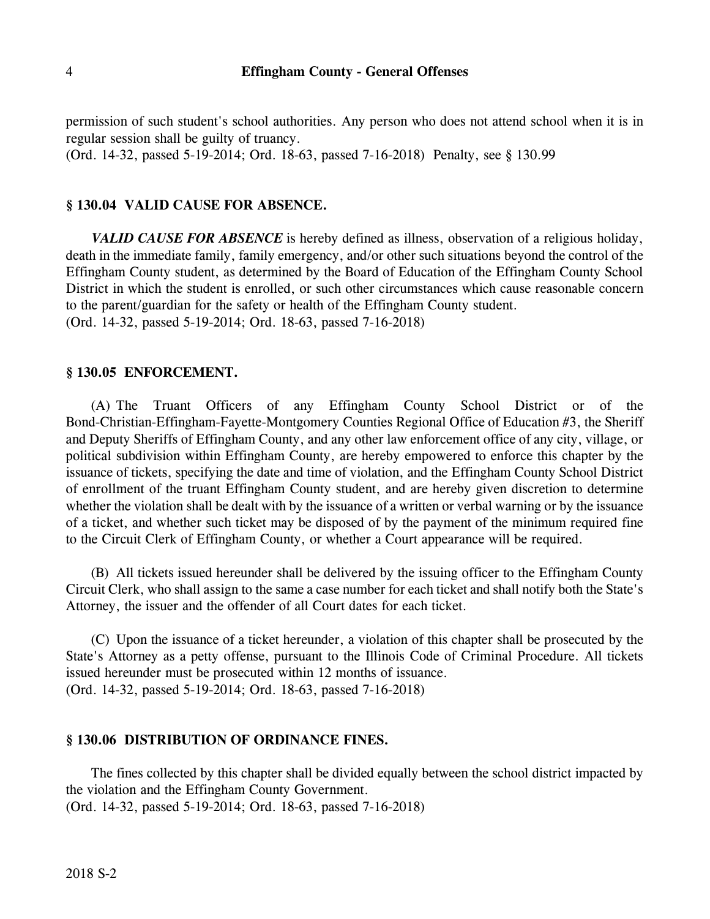permission of such student's school authorities. Any person who does not attend school when it is in regular session shall be guilty of truancy.
(Ord. 14-32, passed 5-19-2014; Ord. 18-63, passed 7-16-2018) Penalty, see § 130.99

### § 130.04 VALID CAUSE FOR ABSENCE.

***VALID CAUSE FOR ABSENCE*** is hereby defined as illness, observation of a religious holiday, death in the immediate family, family emergency, and/or other such situations beyond the control of the Effingham County student, as determined by the Board of Education of the Effingham County School District in which the student is enrolled, or such other circumstances which cause reasonable concern to the parent/guardian for the safety or health of the Effingham County student.
(Ord. 14-32, passed 5-19-2014; Ord. 18-63, passed 7-16-2018)

### § 130.05 ENFORCEMENT.

(A) The Truant Officers of any Effingham County School District or of the Bond-Christian-Effingham-Fayette-Montgomery Counties Regional Office of Education #3, the Sheriff and Deputy Sheriffs of Effingham County, and any other law enforcement office of any city, village, or political subdivision within Effingham County, are hereby empowered to enforce this chapter by the issuance of tickets, specifying the date and time of violation, and the Effingham County School District of enrollment of the truant Effingham County student, and are hereby given discretion to determine whether the violation shall be dealt with by the issuance of a written or verbal warning or by the issuance of a ticket, and whether such ticket may be disposed of by the payment of the minimum required fine to the Circuit Clerk of Effingham County, or whether a Court appearance will be required.

(B) All tickets issued hereunder shall be delivered by the issuing officer to the Effingham County Circuit Clerk, who shall assign to the same a case number for each ticket and shall notify both the State's Attorney, the issuer and the offender of all Court dates for each ticket.

(C) Upon the issuance of a ticket hereunder, a violation of this chapter shall be prosecuted by the State's Attorney as a petty offense, pursuant to the Illinois Code of Criminal Procedure. All tickets issued hereunder must be prosecuted within 12 months of issuance.
(Ord. 14-32, passed 5-19-2014; Ord. 18-63, passed 7-16-2018)

### § 130.06 DISTRIBUTION OF ORDINANCE FINES.

The fines collected by this chapter shall be divided equally between the school district impacted by the violation and the Effingham County Government.
(Ord. 14-32, passed 5-19-2014; Ord. 18-63, passed 7-16-2018)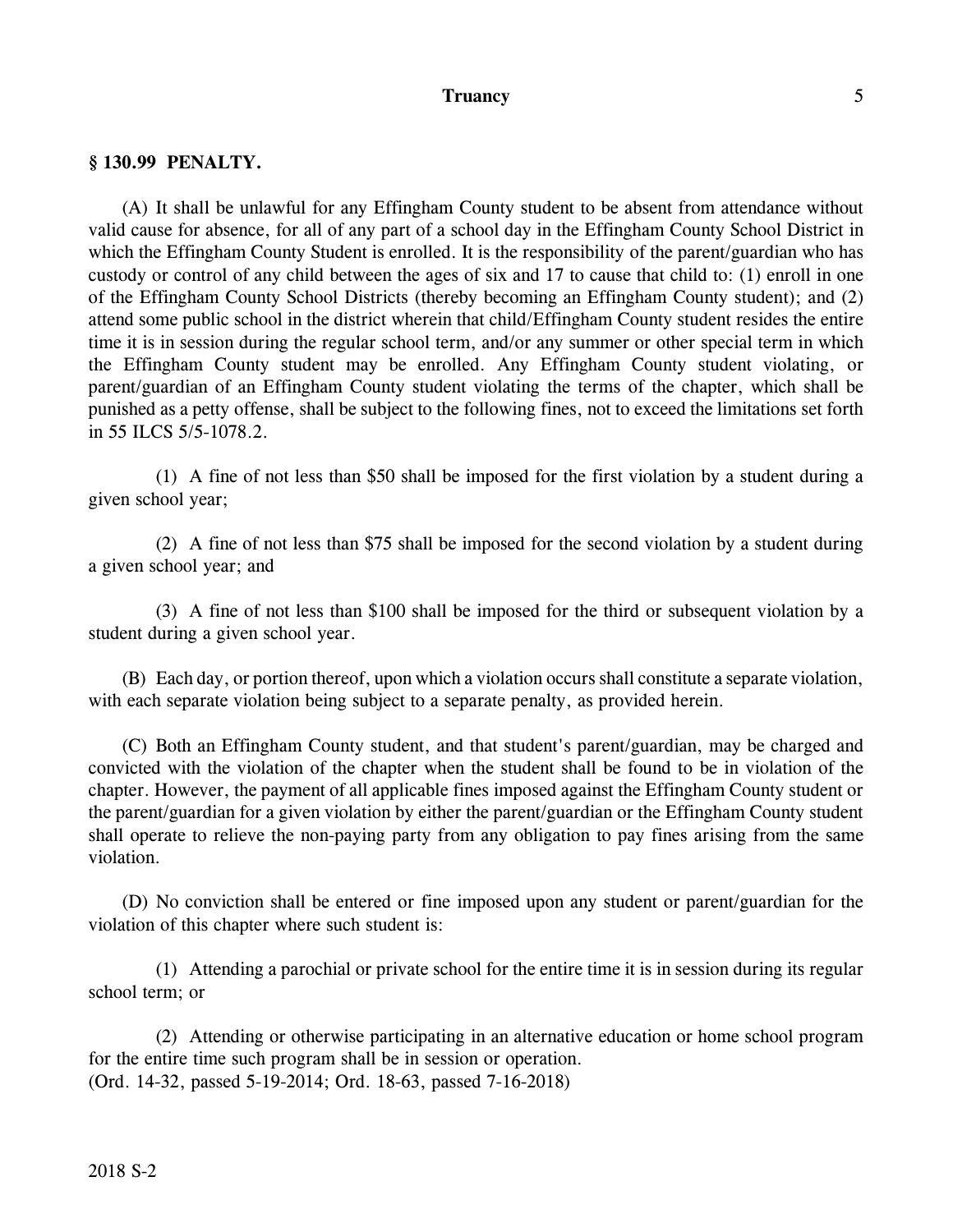## § 130.99 PENALTY.

(A) It shall be unlawful for any Effingham County student to be absent from attendance without valid cause for absence, for all of any part of a school day in the Effingham County School District in which the Effingham County Student is enrolled. It is the responsibility of the parent/guardian who has custody or control of any child between the ages of six and 17 to cause that child to: (1) enroll in one of the Effingham County School Districts (thereby becoming an Effingham County student); and (2) attend some public school in the district wherein that child/Effingham County student resides the entire time it is in session during the regular school term, and/or any summer or other special term in which the Effingham County student may be enrolled. Any Effingham County student violating, or parent/guardian of an Effingham County student violating the terms of the chapter, which shall be punished as a petty offense, shall be subject to the following fines, not to exceed the limitations set forth in 55 ILCS 5/5-1078.2.

(1) A fine of not less than $50 shall be imposed for the first violation by a student during a given school year;

(2) A fine of not less than $75 shall be imposed for the second violation by a student during a given school year; and

(3) A fine of not less than $100 shall be imposed for the third or subsequent violation by a student during a given school year.

(B) Each day, or portion thereof, upon which a violation occurs shall constitute a separate violation, with each separate violation being subject to a separate penalty, as provided herein.

(C) Both an Effingham County student, and that student's parent/guardian, may be charged and convicted with the violation of the chapter when the student shall be found to be in violation of the chapter. However, the payment of all applicable fines imposed against the Effingham County student or the parent/guardian for a given violation by either the parent/guardian or the Effingham County student shall operate to relieve the non-paying party from any obligation to pay fines arising from the same violation.

(D) No conviction shall be entered or fine imposed upon any student or parent/guardian for the violation of this chapter where such student is:

(1) Attending a parochial or private school for the entire time it is in session during its regular school term; or

(2) Attending or otherwise participating in an alternative education or home school program for the entire time such program shall be in session or operation.
(Ord. 14-32, passed 5-19-2014; Ord. 18-63, passed 7-16-2018)